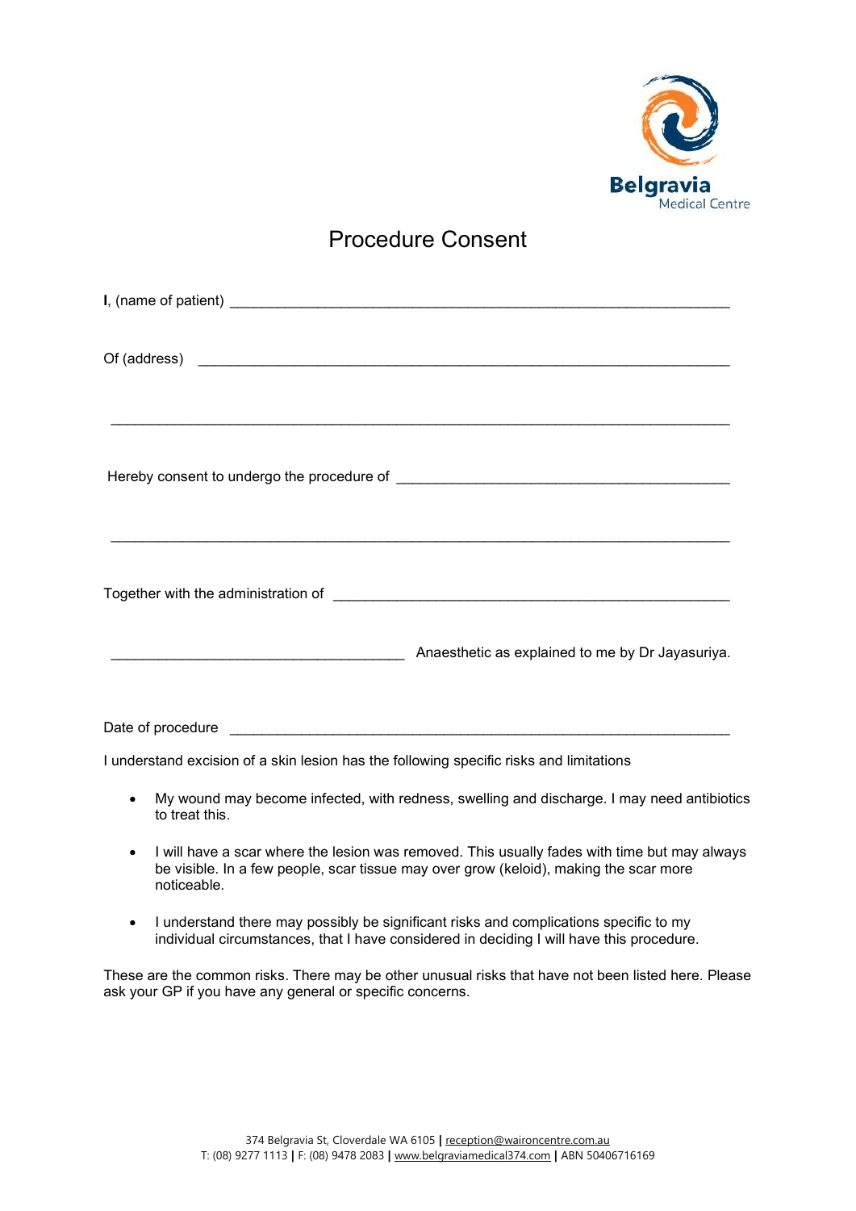Belgravia
Medical Centre

# Procedure Consent

**I**, (name of patient) ______________________________________________________________

Of (address) ________________________________________________________________

_____________________________________________________________________________

Hereby consent to undergo the procedure of ________________________________________

_____________________________________________________________________________

Together with the administration of ____________________________________________

____________________________________ Anaesthetic as explained to me by Dr Jayasuriya.

Date of procedure ______________________________________________________________

I understand excision of a skin lesion has the following specific risks and limitations

- My wound may become infected, with redness, swelling and discharge. I may need antibiotics to treat this.
- I will have a scar where the lesion was removed. This usually fades with time but may always be visible. In a few people, scar tissue may over grow (keloid), making the scar more noticeable.
- I understand there may possibly be significant risks and complications specific to my individual circumstances, that I have considered in deciding I will have this procedure.

These are the common risks. There may be other unusual risks that have not been listed here. Please ask your GP if you have any general or specific concerns.

374 Belgravia St, Cloverdale WA 6105 | reception@waironcentre.com.au
T: (08) 9277 1113 | F: (08) 9478 2083 | www.belgraviamedical374.com | ABN 50406716169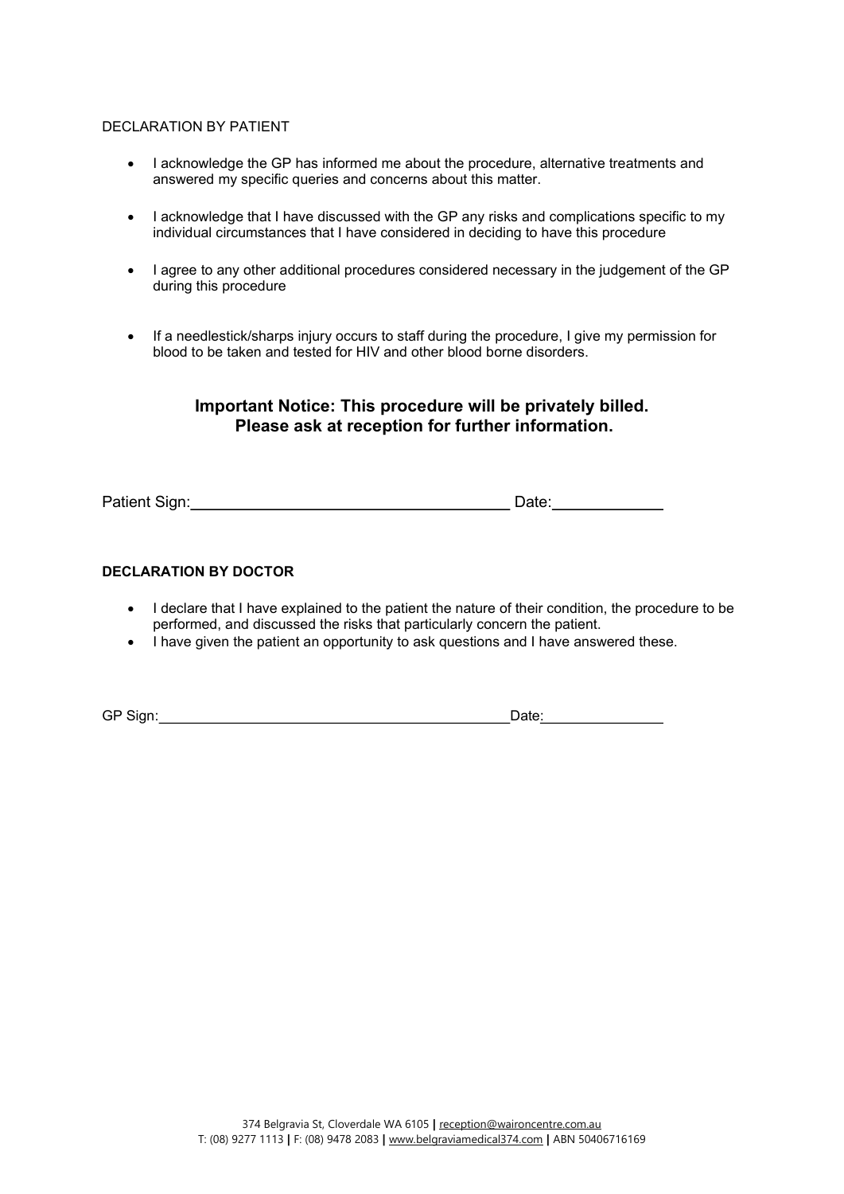DECLARATION BY PATIENT

- I acknowledge the GP has informed me about the procedure, alternative treatments and answered my specific queries and concerns about this matter.
- I acknowledge that I have discussed with the GP any risks and complications specific to my individual circumstances that I have considered in deciding to have this procedure
- I agree to any other additional procedures considered necessary in the judgement of the GP during this procedure
- If a needlestick/sharps injury occurs to staff during the procedure, I give my permission for blood to be taken and tested for HIV and other blood borne disorders.

**Important Notice: This procedure will be privately billed.**
**Please ask at reception for further information.**

Patient Sign:______________________________________ Date:_____________

**DECLARATION BY DOCTOR**

- I declare that I have explained to the patient the nature of their condition, the procedure to be performed, and discussed the risks that particularly concern the patient.
- I have given the patient an opportunity to ask questions and I have answered these.

GP Sign:___________________________________________Date:_______________

374 Belgravia St, Cloverdale WA 6105 | reception@waironcentre.com.au
T: (08) 9277 1113 | F: (08) 9478 2083 | www.belgraviamedical374.com | ABN 50406716169